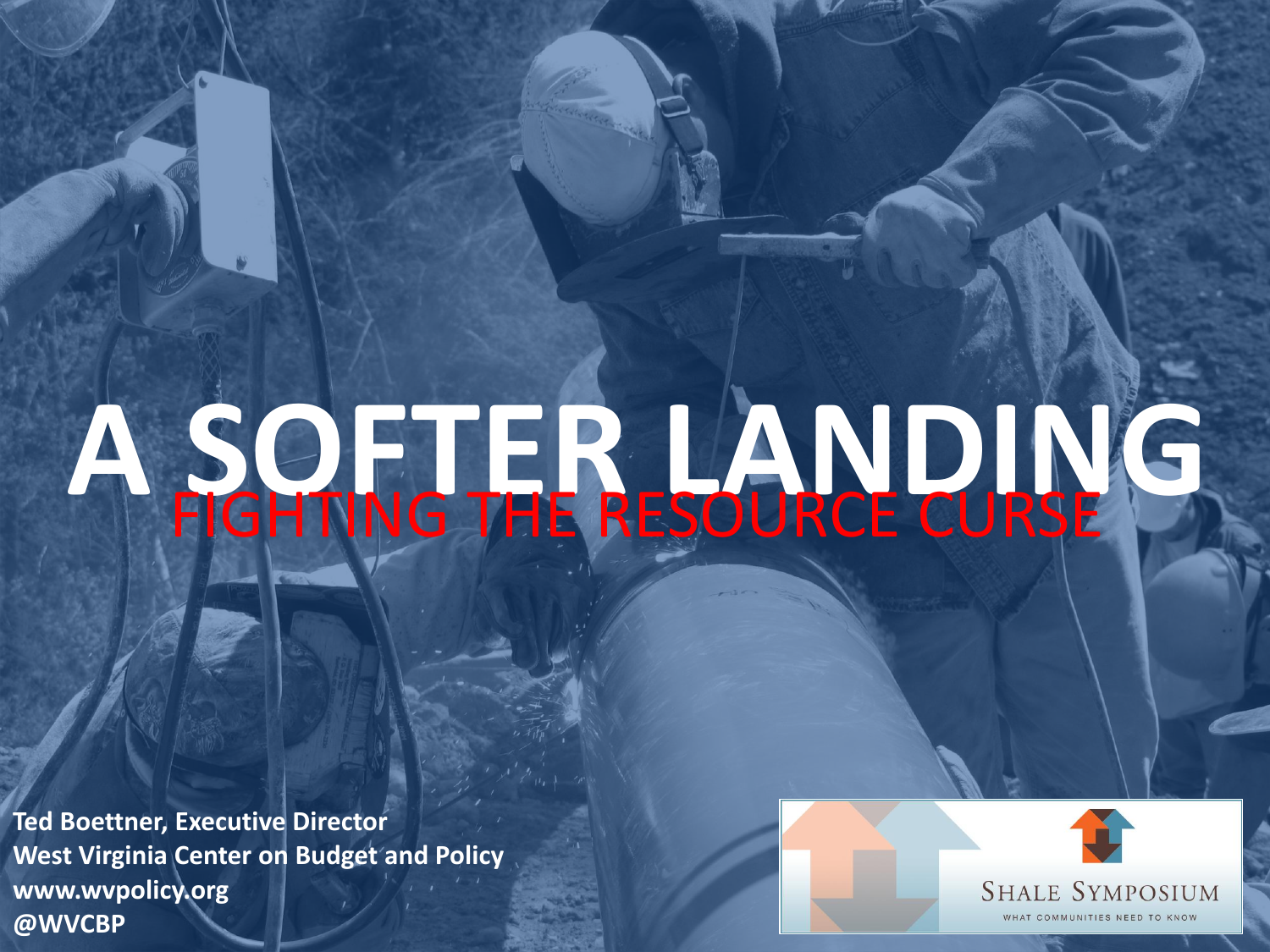# A SOFTER LANDING

## FIGHTING THE RESOURCE CURSE

**Ted Boettner, Executive Director**
**West Virginia Center on Budget and Policy**
**www.wvpolicy.org**
**@WVCBP**

SHALE SYMPOSIUM
WHAT COMMUNITIES NEED TO KNOW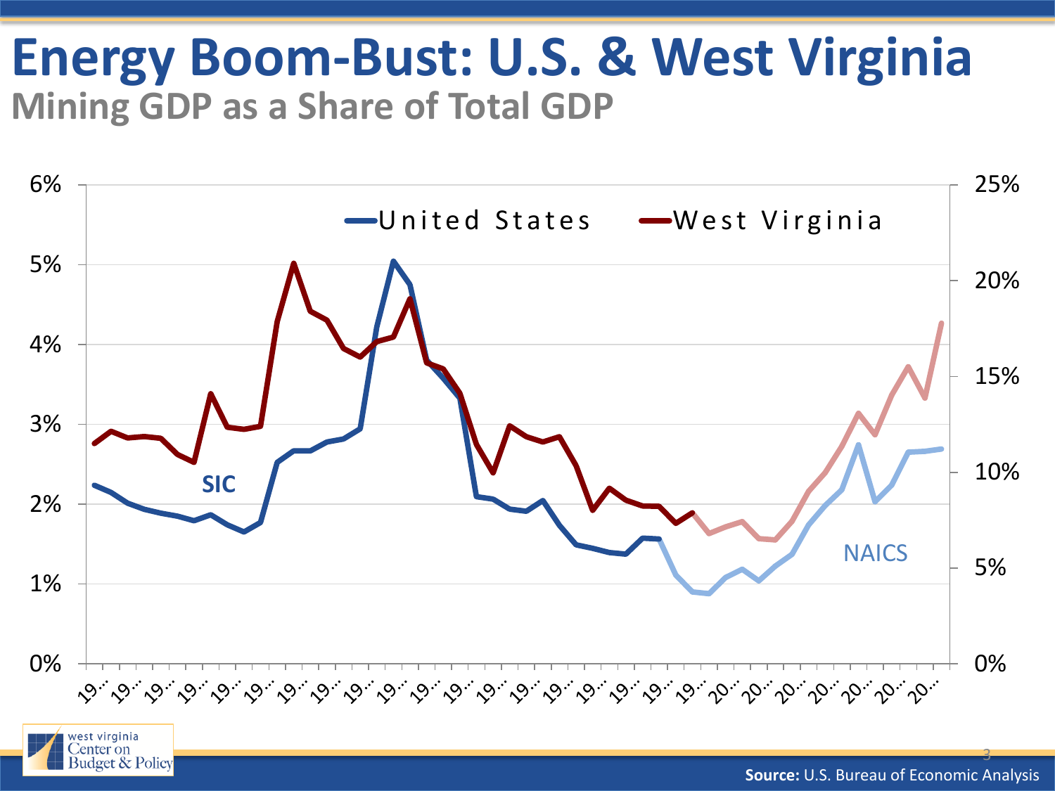# Energy Boom-Bust: U.S. & West Virginia

## Mining GDP as a Share of Total GDP

**Source:** U.S. Bureau of Economic Analysis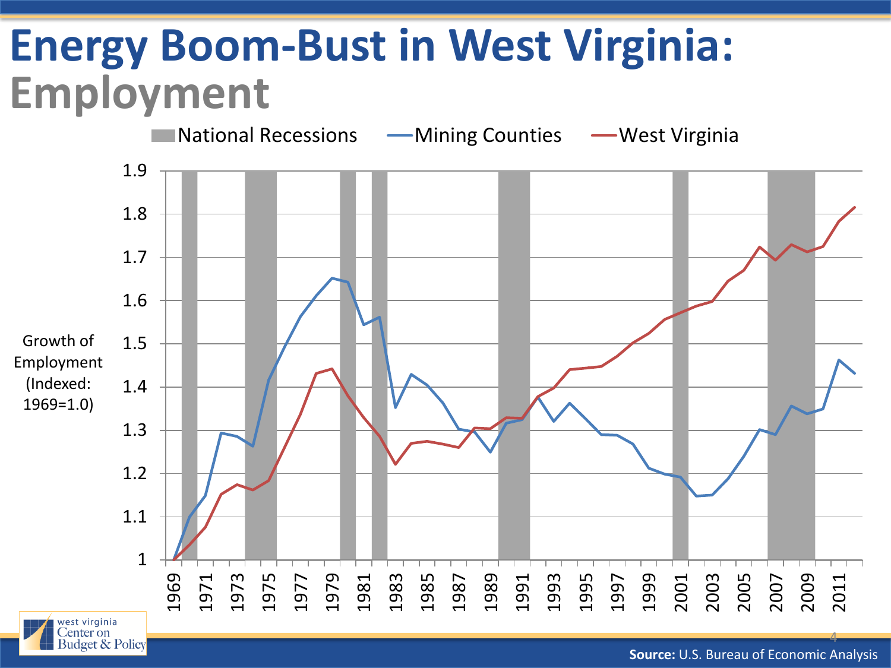# Energy Boom-Bust in West Virginia: Employment

National Recessions — Mining Counties — West Virginia

Growth of Employment (Indexed: 1969=1.0)

**Source:** U.S. Bureau of Economic Analysis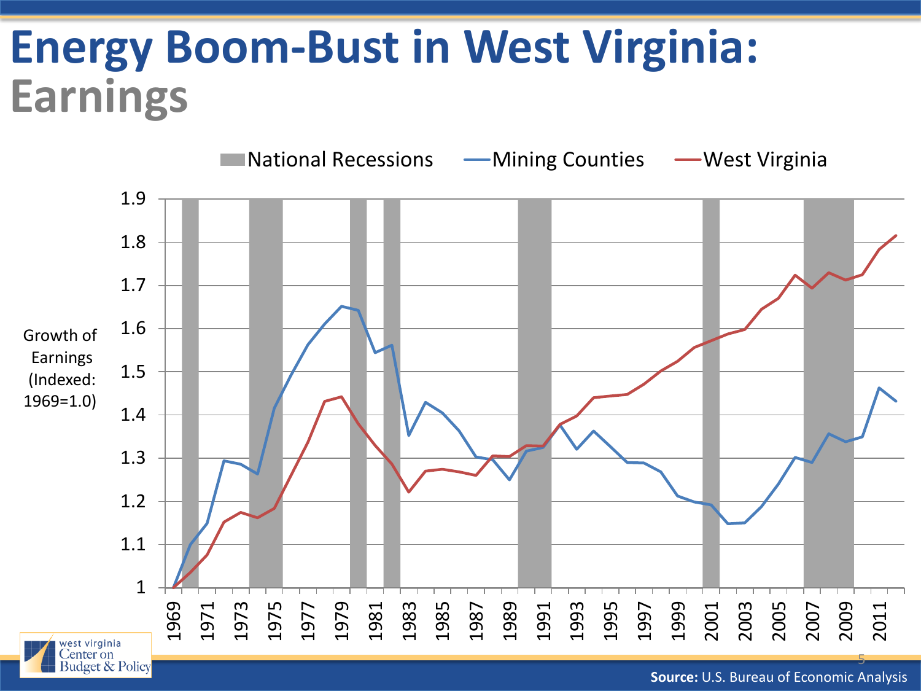# Energy Boom-Bust in West Virginia: Earnings

National Recessions — Mining Counties — West Virginia

Growth of Earnings (Indexed: 1969=1.0)

1.9
1.8
1.7
1.6
1.5
1.4
1.3
1.2
1.1
1

1969 1971 1973 1975 1977 1979 1981 1983 1985 1987 1989 1991 1993 1995 1997 1999 2001 2003 2005 2007 2009 2011

west virginia Center on Budget & Policy

**Source:** U.S. Bureau of Economic Analysis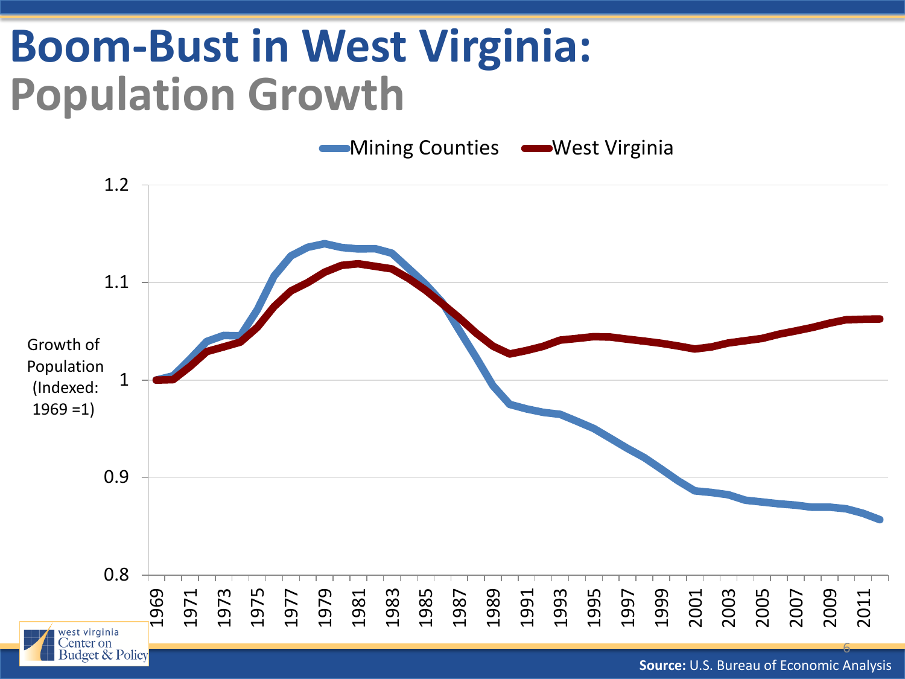# Boom-Bust in West Virginia: Population Growth

Mining Counties — West Virginia

Growth of Population (Indexed: 1969 =1)

1.2
1.1
1
0.9
0.8

1969 1971 1973 1975 1977 1979 1981 1983 1985 1987 1989 1991 1993 1995 1997 1999 2001 2003 2005 2007 2009 2011

west virginia Center on Budget & Policy

**Source:** U.S. Bureau of Economic Analysis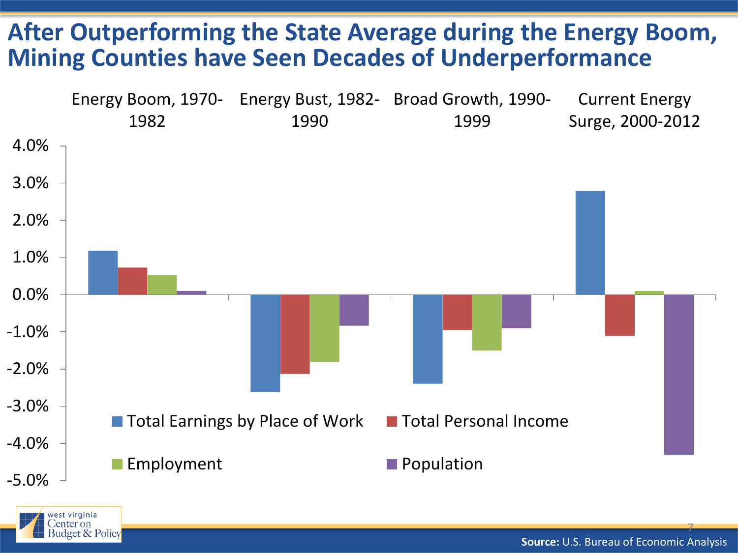# After Outperforming the State Average during the Energy Boom, Mining Counties have Seen Decades of Underperformance

Energy Boom, 1970-1982 | Energy Bust, 1982-1990 | Broad Growth, 1990-1999 | Current Energy Surge, 2000-2012

4.0%
3.0%
2.0%
1.0%
0.0%
-1.0%
-2.0%
-3.0%
-4.0%
-5.0%

Total Earnings by Place of Work | Total Personal Income | Employment | Population

west virginia Center on Budget & Policy

**Source:** U.S. Bureau of Economic Analysis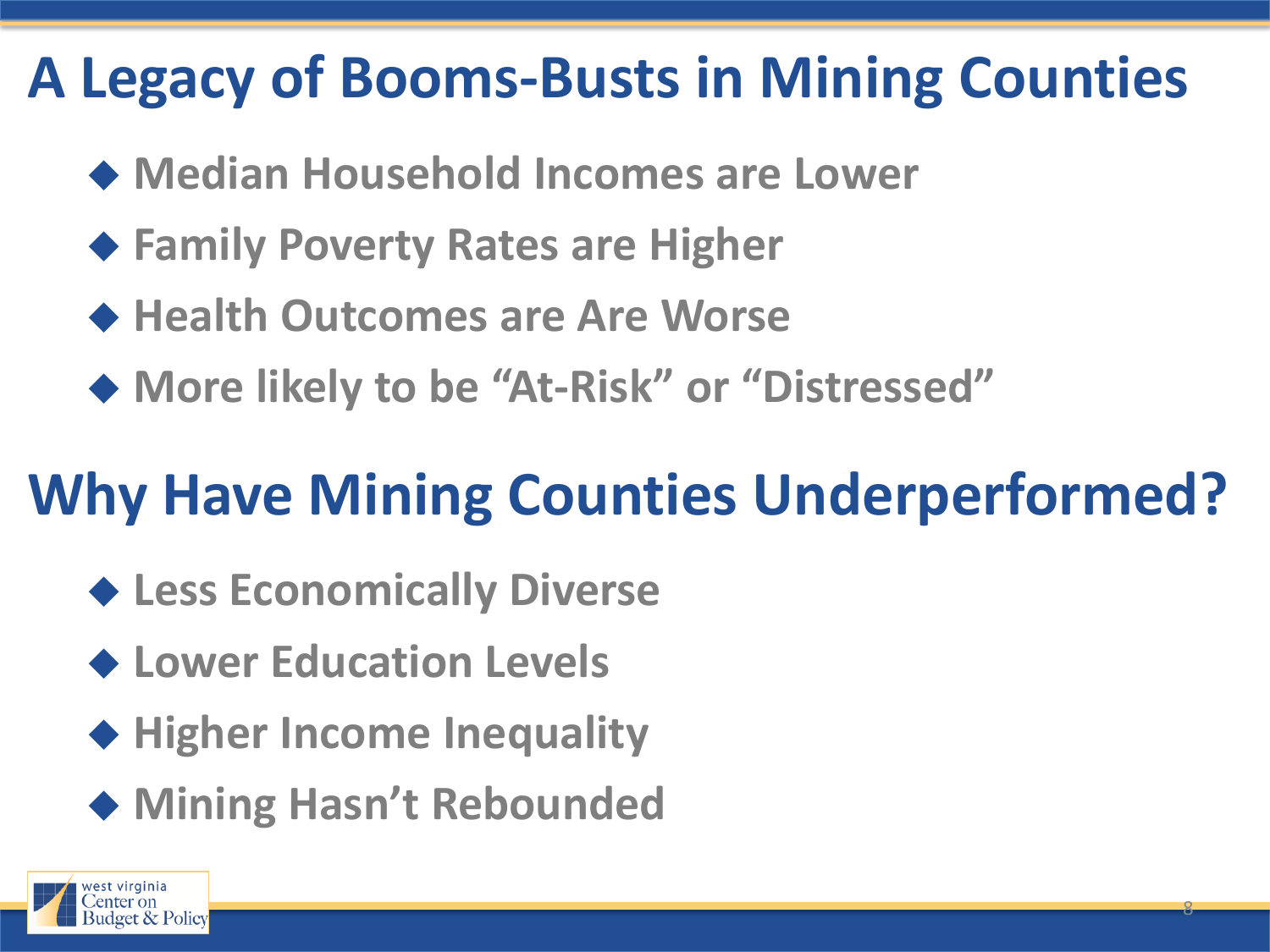# A Legacy of Booms-Busts in Mining Counties

- Median Household Incomes are Lower
- Family Poverty Rates are Higher
- Health Outcomes are Are Worse
- More likely to be "At-Risk" or "Distressed"

# Why Have Mining Counties Underperformed?

- Less Economically Diverse
- Lower Education Levels
- Higher Income Inequality
- Mining Hasn't Rebounded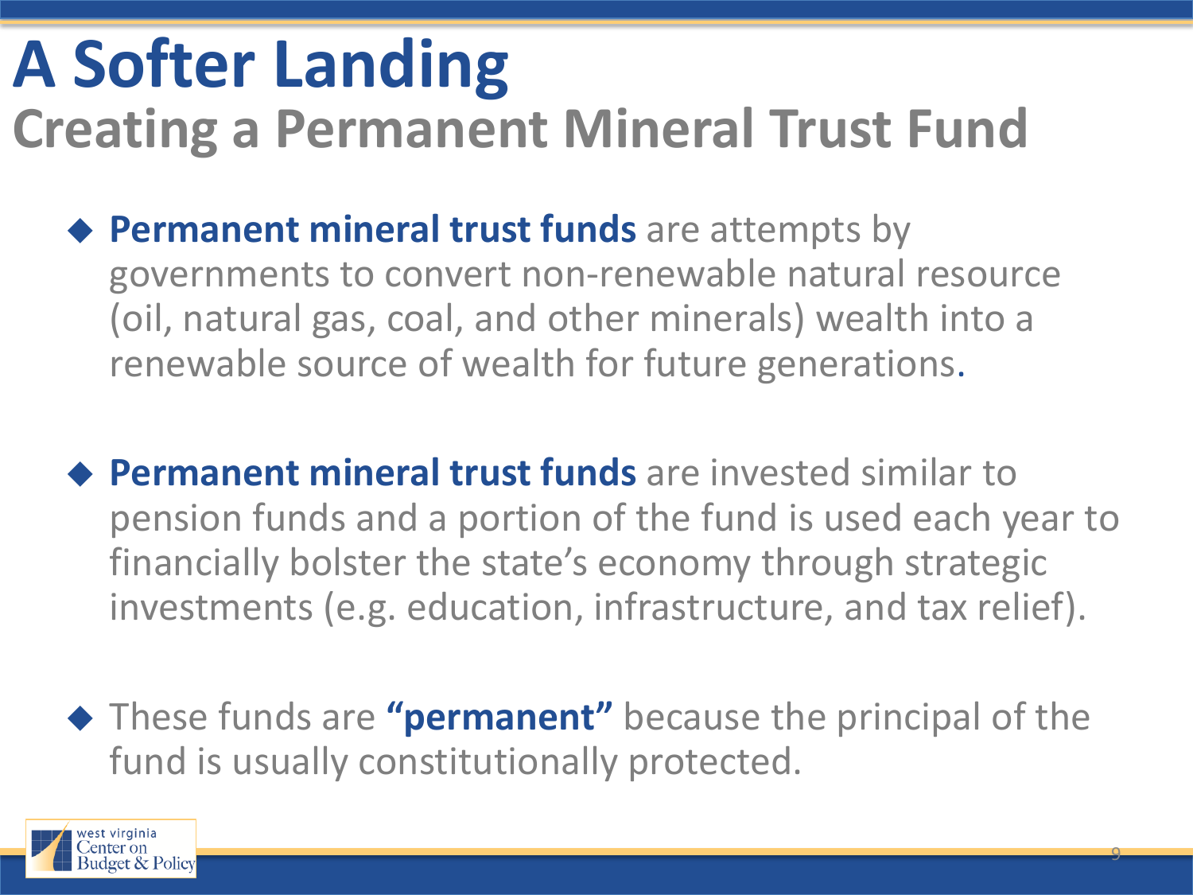# A Softer Landing

## Creating a Permanent Mineral Trust Fund

- **Permanent mineral trust funds** are attempts by governments to convert non-renewable natural resource (oil, natural gas, coal, and other minerals) wealth into a renewable source of wealth for future generations.

- **Permanent mineral trust funds** are invested similar to pension funds and a portion of the fund is used each year to financially bolster the state's economy through strategic investments (e.g. education, infrastructure, and tax relief).

- These funds are **"permanent"** because the principal of the fund is usually constitutionally protected.

west virginia Center on Budget & Policy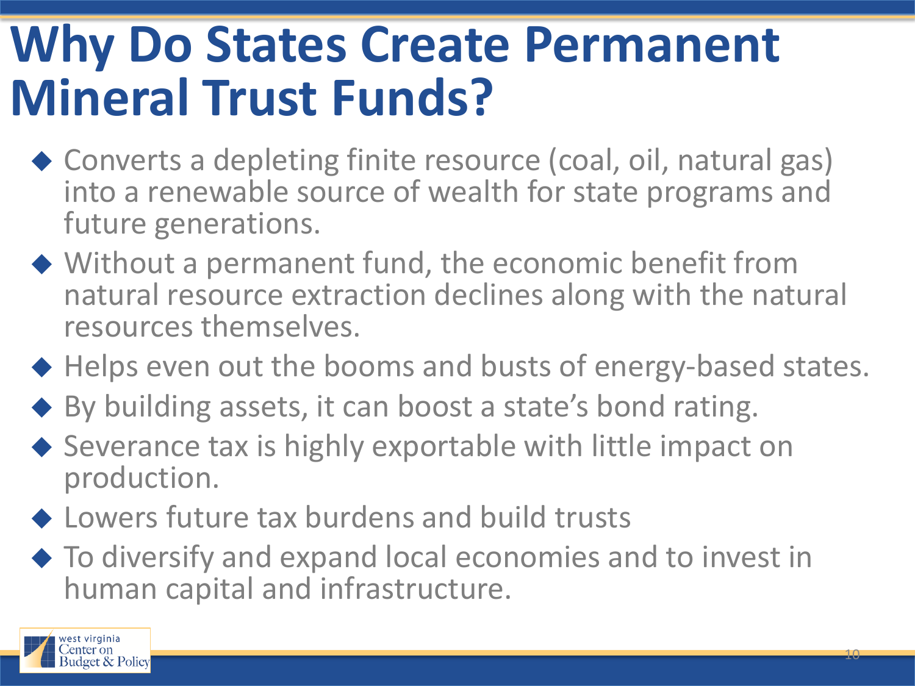# Why Do States Create Permanent Mineral Trust Funds?

- Converts a depleting finite resource (coal, oil, natural gas) into a renewable source of wealth for state programs and future generations.
- Without a permanent fund, the economic benefit from natural resource extraction declines along with the natural resources themselves.
- Helps even out the booms and busts of energy-based states.
- By building assets, it can boost a state's bond rating.
- Severance tax is highly exportable with little impact on production.
- Lowers future tax burdens and build trusts
- To diversify and expand local economies and to invest in human capital and infrastructure.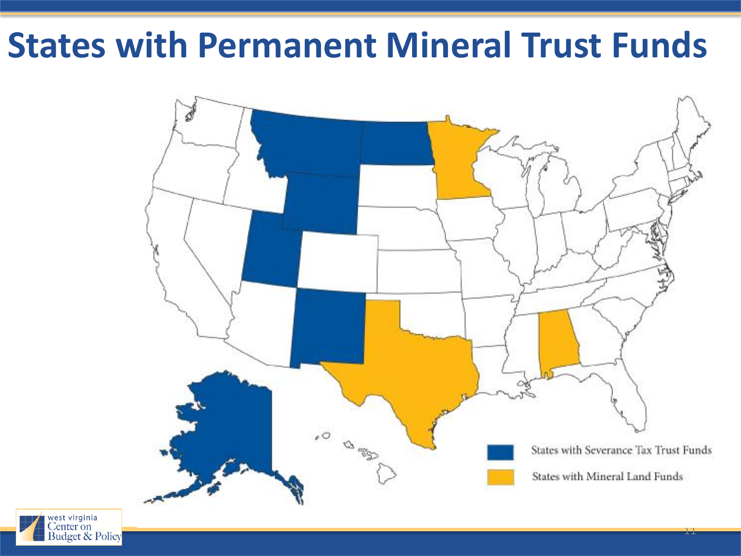# States with Permanent Mineral Trust Funds

- States with Severance Tax Trust Funds
- States with Mineral Land Funds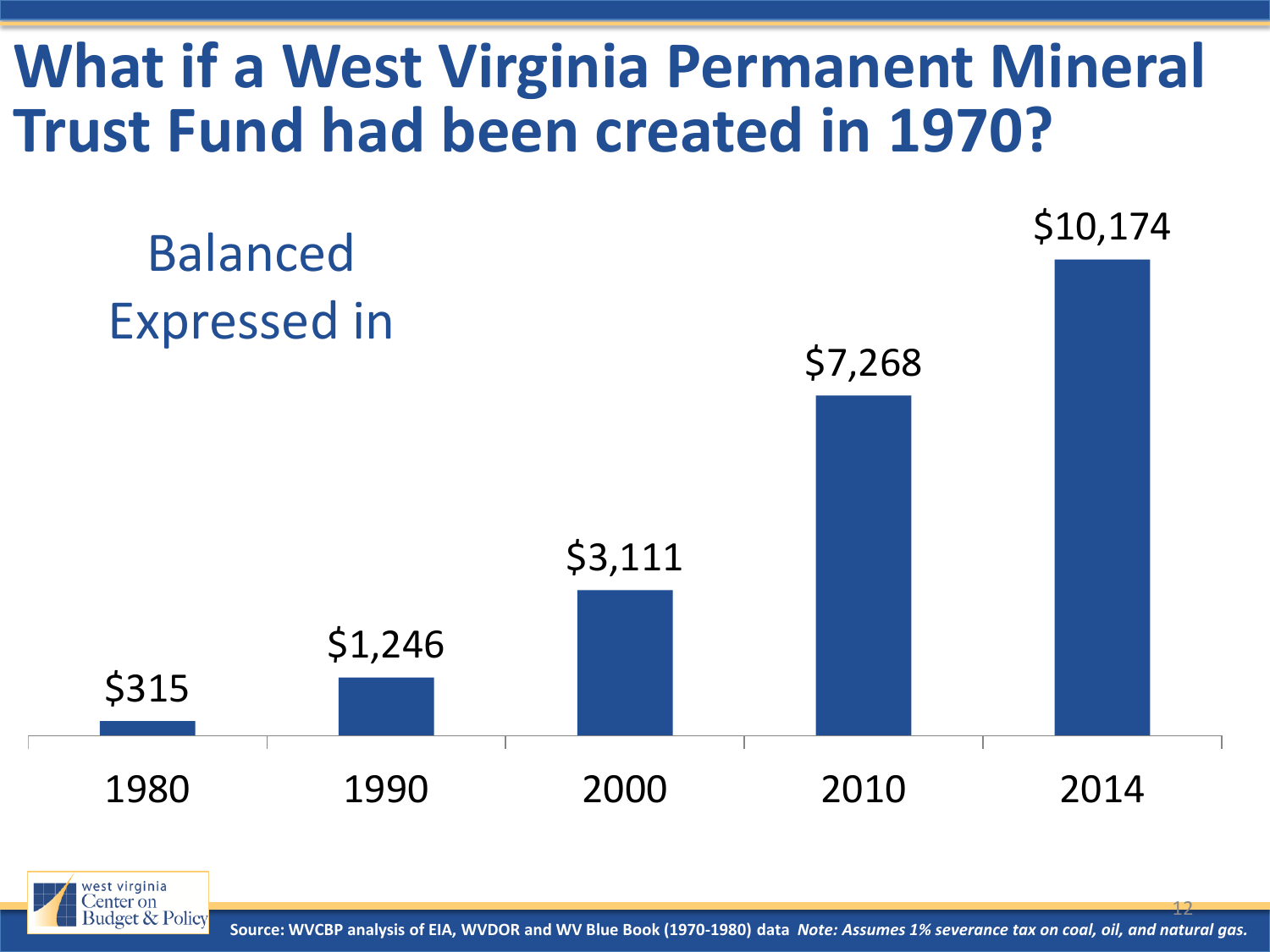# What if a West Virginia Permanent Mineral Trust Fund had been created in 1970?

Balanced
Expressed in

| Year | Balance |
| --- | --- |
| 1980 | $315 |
| 1990 | $1,246 |
| 2000 | $3,111 |
| 2010 | $7,268 |
| 2014 | $10,174 |

**Source: WVCBP analysis of EIA, WVDOR and WV Blue Book (1970-1980) data** ***Note: Assumes 1% severance tax on coal, oil, and natural gas.***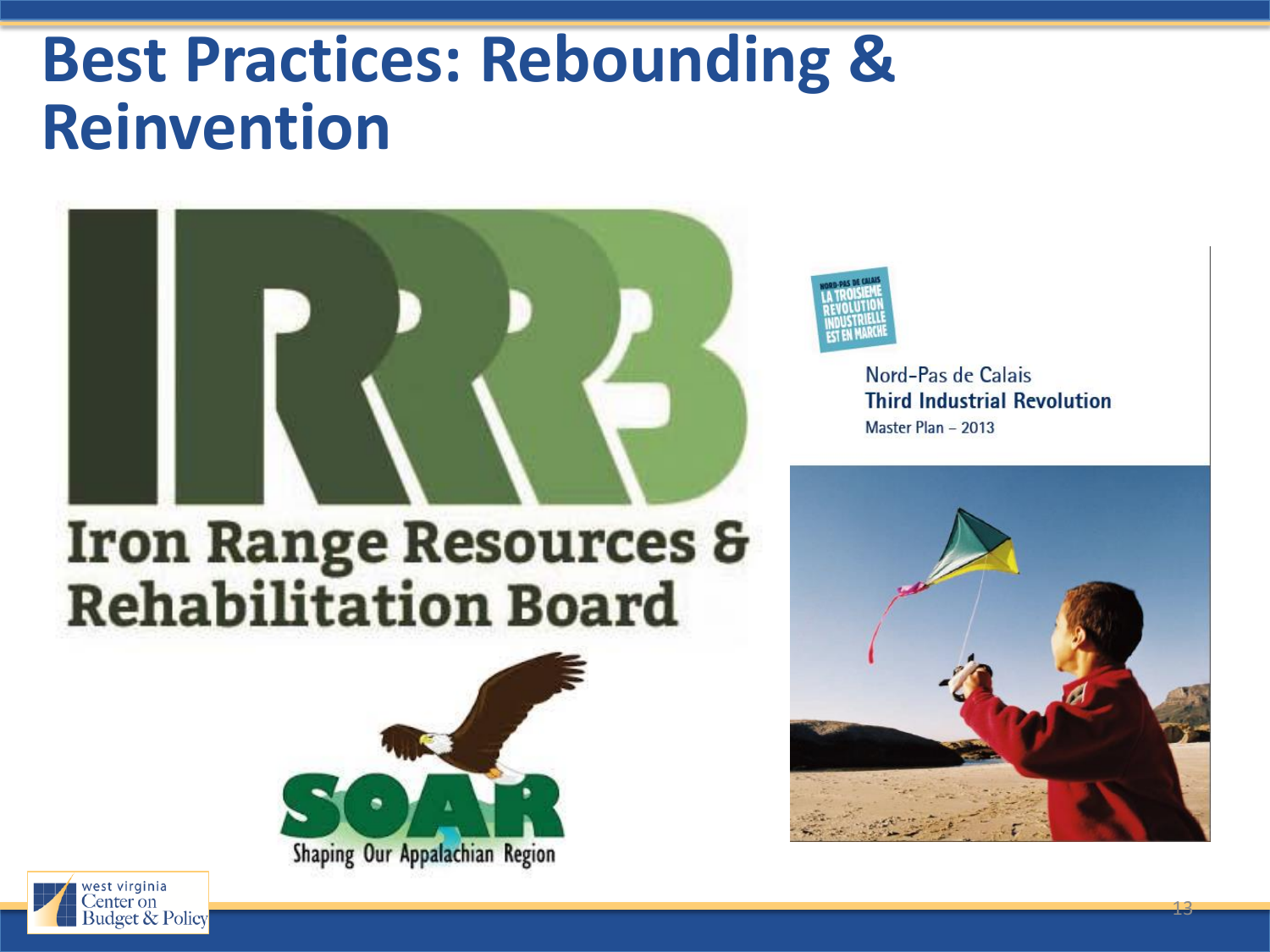# Best Practices: Rebounding & Reinvention

IRRRB

Iron Range Resources & Rehabilitation Board

SOAR

Shaping Our Appalachian Region

NORD-PAS DE CALAIS LA TROISIÈME RÉVOLUTION INDUSTRIELLE EST EN MARCHE

Nord-Pas de Calais
**Third Industrial Revolution**
Master Plan – 2013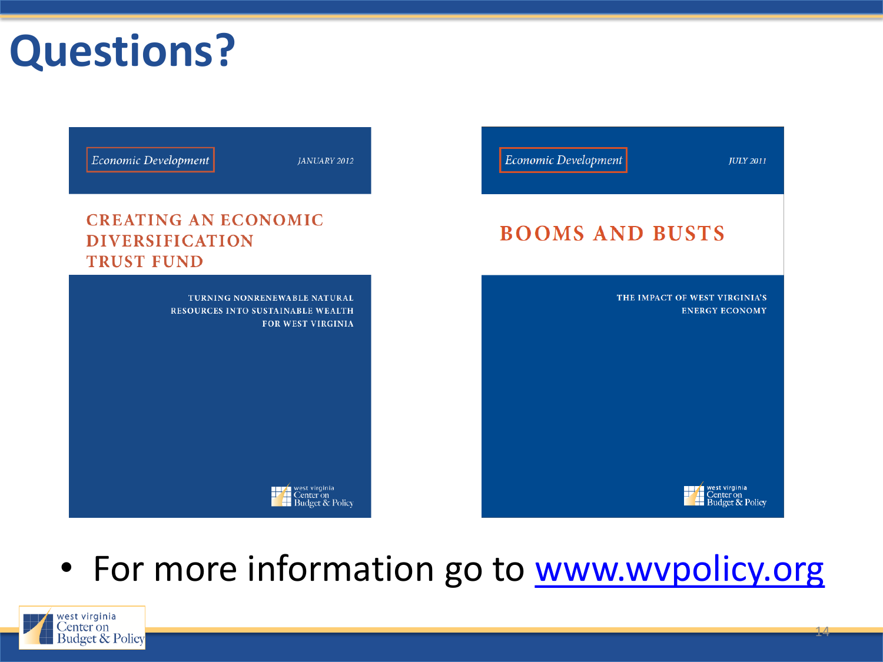# Questions?

Economic Development

JANUARY 2012

CREATING AN ECONOMIC DIVERSIFICATION TRUST FUND

TURNING NONRENEWABLE NATURAL RESOURCES INTO SUSTAINABLE WEALTH FOR WEST VIRGINIA

west virginia Center on Budget & Policy

Economic Development

JULY 2011

BOOMS AND BUSTS

THE IMPACT OF WEST VIRGINIA'S ENERGY ECONOMY

west virginia Center on Budget & Policy

- For more information go to www.wvpolicy.org